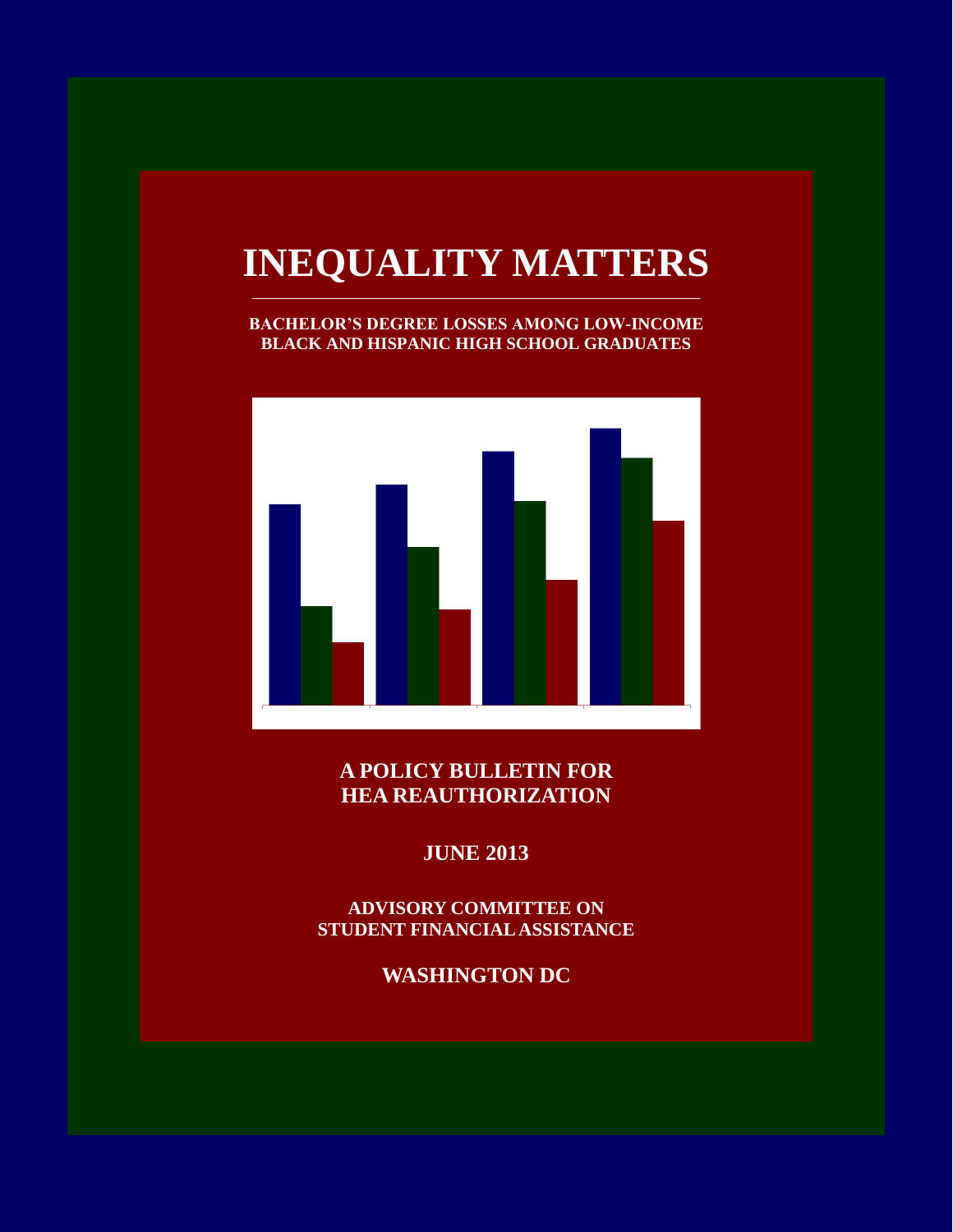# INEQUALITY MATTERS

**BACHELOR'S DEGREE LOSSES AMONG LOW-INCOME BLACK AND HISPANIC HIGH SCHOOL GRADUATES**

**A POLICY BULLETIN FOR HEA REAUTHORIZATION**

**JUNE 2013**

**ADVISORY COMMITTEE ON STUDENT FINANCIAL ASSISTANCE**

**WASHINGTON DC**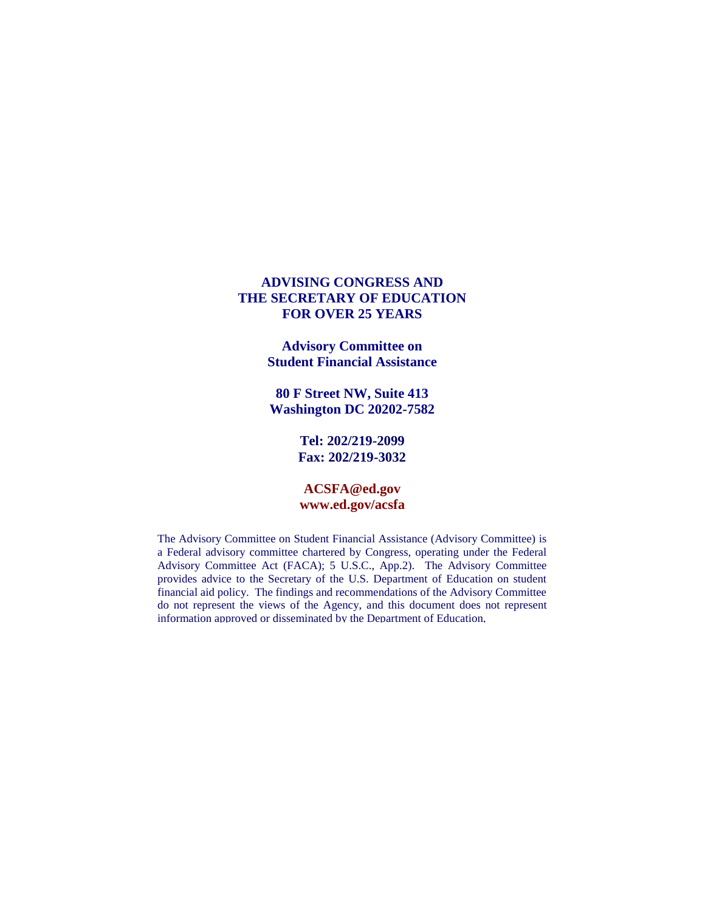**ADVISING CONGRESS AND THE SECRETARY OF EDUCATION FOR OVER 25 YEARS**

**Advisory Committee on Student Financial Assistance**

**80 F Street NW, Suite 413**
**Washington DC 20202-7582**

**Tel: 202/219-2099**
**Fax: 202/219-3032**

**ACSFA@ed.gov**
**www.ed.gov/acsfa**

The Advisory Committee on Student Financial Assistance (Advisory Committee) is a Federal advisory committee chartered by Congress, operating under the Federal Advisory Committee Act (FACA); 5 U.S.C., App.2). The Advisory Committee provides advice to the Secretary of the U.S. Department of Education on student financial aid policy. The findings and recommendations of the Advisory Committee do not represent the views of the Agency, and this document does not represent information approved or disseminated by the Department of Education.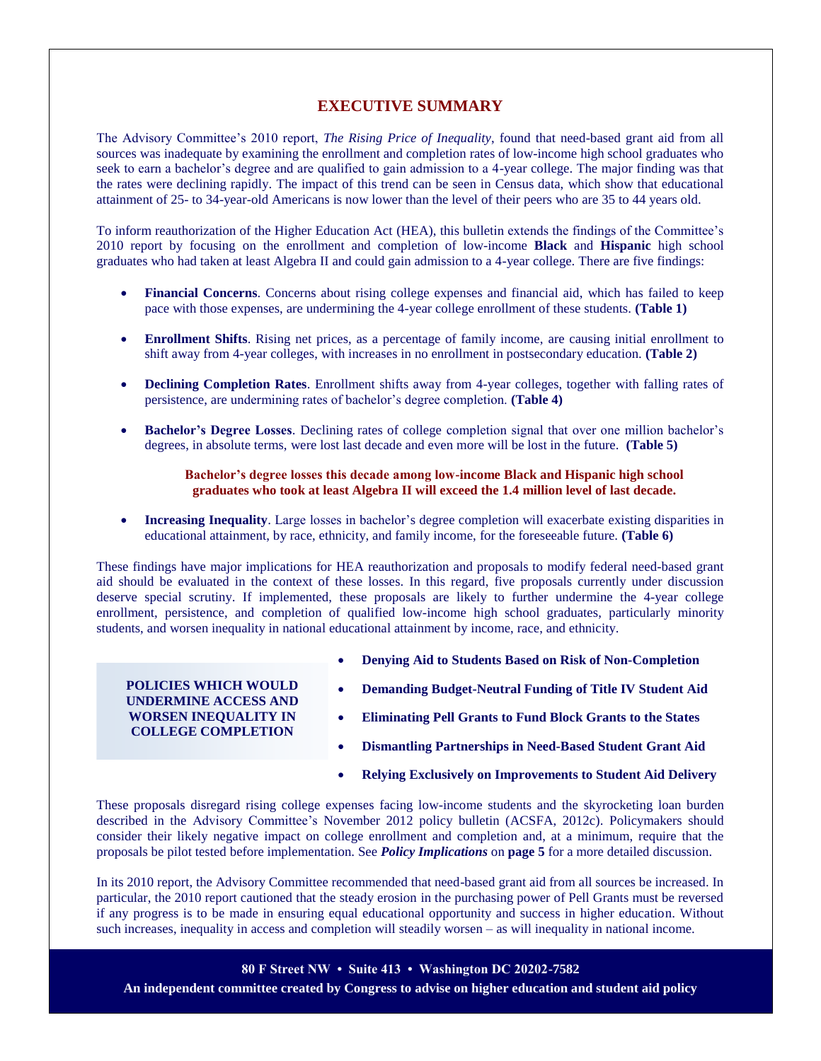# EXECUTIVE SUMMARY

The Advisory Committee's 2010 report, *The Rising Price of Inequality*, found that need-based grant aid from all sources was inadequate by examining the enrollment and completion rates of low-income high school graduates who seek to earn a bachelor's degree and are qualified to gain admission to a 4-year college. The major finding was that the rates were declining rapidly. The impact of this trend can be seen in Census data, which show that educational attainment of 25- to 34-year-old Americans is now lower than the level of their peers who are 35 to 44 years old.

To inform reauthorization of the Higher Education Act (HEA), this bulletin extends the findings of the Committee's 2010 report by focusing on the enrollment and completion of low-income **Black** and **Hispanic** high school graduates who had taken at least Algebra II and could gain admission to a 4-year college. There are five findings:

- **Financial Concerns**. Concerns about rising college expenses and financial aid, which has failed to keep pace with those expenses, are undermining the 4-year college enrollment of these students. **(Table 1)**
- **Enrollment Shifts**. Rising net prices, as a percentage of family income, are causing initial enrollment to shift away from 4-year colleges, with increases in no enrollment in postsecondary education. **(Table 2)**
- **Declining Completion Rates**. Enrollment shifts away from 4-year colleges, together with falling rates of persistence, are undermining rates of bachelor's degree completion. **(Table 4)**
- **Bachelor's Degree Losses**. Declining rates of college completion signal that over one million bachelor's degrees, in absolute terms, were lost last decade and even more will be lost in the future. **(Table 5)**

**Bachelor's degree losses this decade among low-income Black and Hispanic high school graduates who took at least Algebra II will exceed the 1.4 million level of last decade.**

- **Increasing Inequality**. Large losses in bachelor's degree completion will exacerbate existing disparities in educational attainment, by race, ethnicity, and family income, for the foreseeable future. **(Table 6)**

These findings have major implications for HEA reauthorization and proposals to modify federal need-based grant aid should be evaluated in the context of these losses. In this regard, five proposals currently under discussion deserve special scrutiny. If implemented, these proposals are likely to further undermine the 4-year college enrollment, persistence, and completion of qualified low-income high school graduates, particularly minority students, and worsen inequality in national educational attainment by income, race, and ethnicity.

**POLICIES WHICH WOULD UNDERMINE ACCESS AND WORSEN INEQUALITY IN COLLEGE COMPLETION**

- **Denying Aid to Students Based on Risk of Non-Completion**
- **Demanding Budget-Neutral Funding of Title IV Student Aid**
- **Eliminating Pell Grants to Fund Block Grants to the States**
- **Dismantling Partnerships in Need-Based Student Grant Aid**
- **Relying Exclusively on Improvements to Student Aid Delivery**

These proposals disregard rising college expenses facing low-income students and the skyrocketing loan burden described in the Advisory Committee's November 2012 policy bulletin (ACSFA, 2012c). Policymakers should consider their likely negative impact on college enrollment and completion and, at a minimum, require that the proposals be pilot tested before implementation. See ***Policy Implications*** on **page 5** for a more detailed discussion.

In its 2010 report, the Advisory Committee recommended that need-based grant aid from all sources be increased. In particular, the 2010 report cautioned that the steady erosion in the purchasing power of Pell Grants must be reversed if any progress is to be made in ensuring equal educational opportunity and success in higher education. Without such increases, inequality in access and completion will steadily worsen – as will inequality in national income.

**80 F Street NW • Suite 413 • Washington DC 20202-7582**
**An independent committee created by Congress to advise on higher education and student aid policy**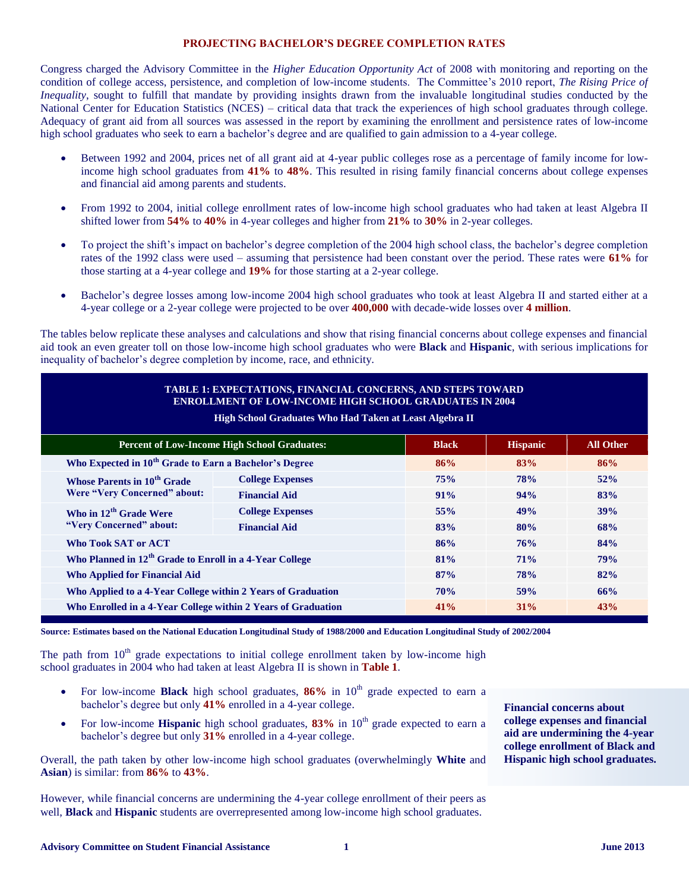## PROJECTING BACHELOR'S DEGREE COMPLETION RATES

Congress charged the Advisory Committee in the *Higher Education Opportunity Act* of 2008 with monitoring and reporting on the condition of college access, persistence, and completion of low-income students. The Committee's 2010 report, *The Rising Price of Inequality*, sought to fulfill that mandate by providing insights drawn from the invaluable longitudinal studies conducted by the National Center for Education Statistics (NCES) – critical data that track the experiences of high school graduates through college. Adequacy of grant aid from all sources was assessed in the report by examining the enrollment and persistence rates of low-income high school graduates who seek to earn a bachelor's degree and are qualified to gain admission to a 4-year college.

- Between 1992 and 2004, prices net of all grant aid at 4-year public colleges rose as a percentage of family income for low-income high school graduates from **41%** to **48%**. This resulted in rising family financial concerns about college expenses and financial aid among parents and students.
- From 1992 to 2004, initial college enrollment rates of low-income high school graduates who had taken at least Algebra II shifted lower from **54%** to **40%** in 4-year colleges and higher from **21%** to **30%** in 2-year colleges.
- To project the shift's impact on bachelor's degree completion of the 2004 high school class, the bachelor's degree completion rates of the 1992 class were used – assuming that persistence had been constant over the period. These rates were **61%** for those starting at a 4-year college and **19%** for those starting at a 2-year college.
- Bachelor's degree losses among low-income 2004 high school graduates who took at least Algebra II and started either at a 4-year college or a 2-year college were projected to be over **400,000** with decade-wide losses over **4 million**.

The tables below replicate these analyses and calculations and show that rising financial concerns about college expenses and financial aid took an even greater toll on those low-income high school graduates who were **Black** and **Hispanic**, with serious implications for inequality of bachelor's degree completion by income, race, and ethnicity.

**TABLE 1: EXPECTATIONS, FINANCIAL CONCERNS, AND STEPS TOWARD ENROLLMENT OF LOW-INCOME HIGH SCHOOL GRADUATES IN 2004**

**High School Graduates Who Had Taken at Least Algebra II**

| Percent of Low-Income High School Graduates: | | Black | Hispanic | All Other |
|---|---|---|---|---|
| Who Expected in 10th Grade to Earn a Bachelor's Degree | | 86% | 83% | 86% |
| Whose Parents in 10th Grade Were "Very Concerned" about: | College Expenses | 75% | 78% | 52% |
| | Financial Aid | 91% | 94% | 83% |
| Who in 12th Grade Were "Very Concerned" about: | College Expenses | 55% | 49% | 39% |
| | Financial Aid | 83% | 80% | 68% |
| Who Took SAT or ACT | | 86% | 76% | 84% |
| Who Planned in 12th Grade to Enroll in a 4-Year College | | 81% | 71% | 79% |
| Who Applied for Financial Aid | | 87% | 78% | 82% |
| Who Applied to a 4-Year College within 2 Years of Graduation | | 70% | 59% | 66% |
| Who Enrolled in a 4-Year College within 2 Years of Graduation | | 41% | 31% | 43% |

**Source: Estimates based on the National Education Longitudinal Study of 1988/2000 and Education Longitudinal Study of 2002/2004**

The path from 10th grade expectations to initial college enrollment taken by low-income high school graduates in 2004 who had taken at least Algebra II is shown in **Table 1**.

- For low-income **Black** high school graduates, **86%** in 10th grade expected to earn a bachelor's degree but only **41%** enrolled in a 4-year college.
- For low-income **Hispanic** high school graduates, **83%** in 10th grade expected to earn a bachelor's degree but only **31%** enrolled in a 4-year college.

Overall, the path taken by other low-income high school graduates (overwhelmingly **White** and **Asian**) is similar: from **86%** to **43%**.

However, while financial concerns are undermining the 4-year college enrollment of their peers as well, **Black** and **Hispanic** students are overrepresented among low-income high school graduates.

**Financial concerns about college expenses and financial aid are undermining the 4-year college enrollment of Black and Hispanic high school graduates.**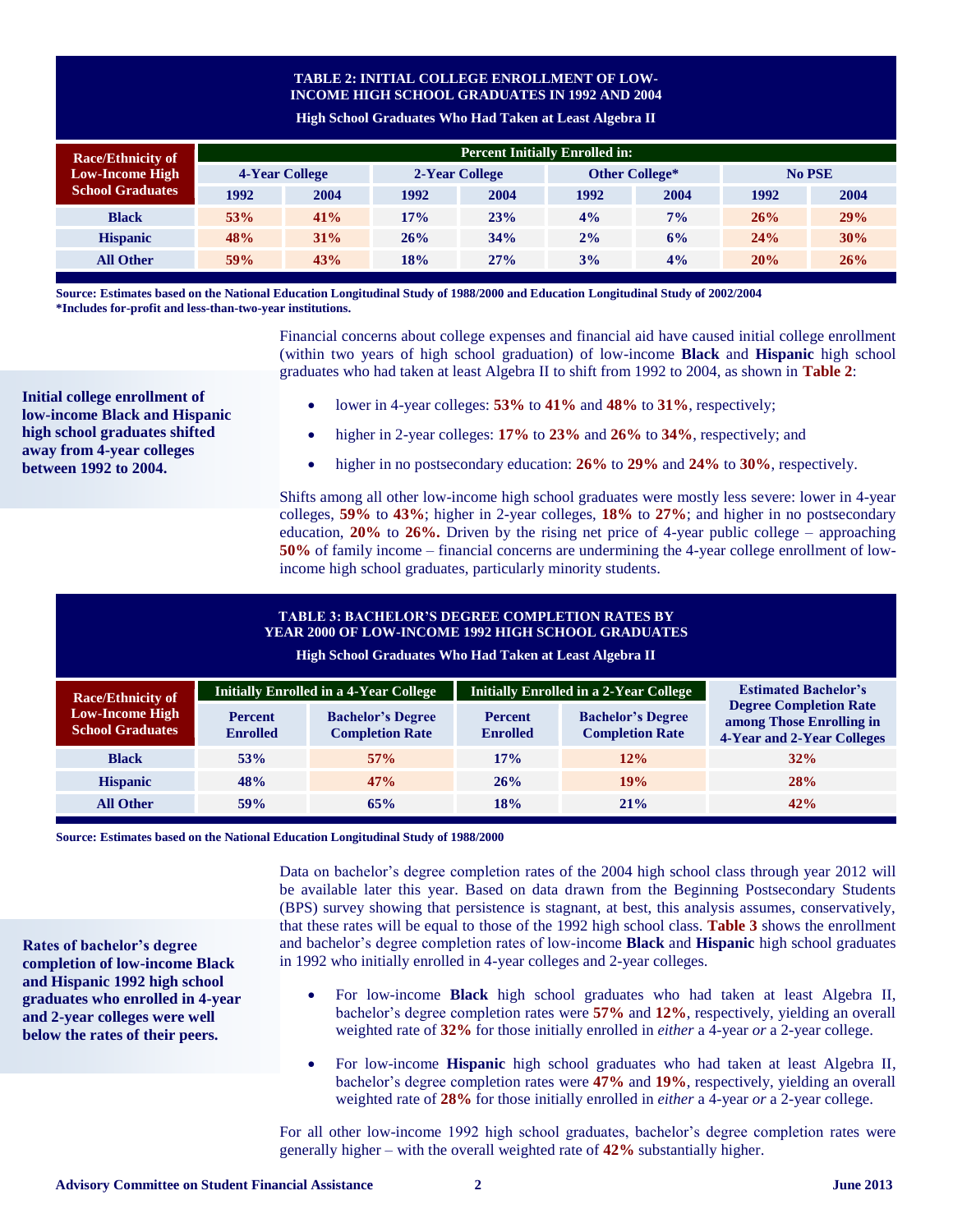**TABLE 2: INITIAL COLLEGE ENROLLMENT OF LOW-INCOME HIGH SCHOOL GRADUATES IN 1992 AND 2004**

**High School Graduates Who Had Taken at Least Algebra II**

| Race/Ethnicity of Low-Income High School Graduates | Percent Initially Enrolled in: | | | | | | | |
|---|---|---|---|---|---|---|---|---|
| | 4-Year College | | 2-Year College | | Other College* | | No PSE | |
| | 1992 | 2004 | 1992 | 2004 | 1992 | 2004 | 1992 | 2004 |
| Black | 53% | 41% | 17% | 23% | 4% | 7% | 26% | 29% |
| Hispanic | 48% | 31% | 26% | 34% | 2% | 6% | 24% | 30% |
| All Other | 59% | 43% | 18% | 27% | 3% | 4% | 20% | 26% |

**Source: Estimates based on the National Education Longitudinal Study of 1988/2000 and Education Longitudinal Study of 2002/2004**
***Includes for-profit and less-than-two-year institutions.**

**Initial college enrollment of low-income Black and Hispanic high school graduates shifted away from 4-year colleges between 1992 to 2004.**

Financial concerns about college expenses and financial aid have caused initial college enrollment (within two years of high school graduation) of low-income **Black** and **Hispanic** high school graduates who had taken at least Algebra II to shift from 1992 to 2004, as shown in **Table 2**:

- lower in 4-year colleges: **53%** to **41%** and **48%** to **31%**, respectively;
- higher in 2-year colleges: **17%** to **23%** and **26%** to **34%**, respectively; and
- higher in no postsecondary education: **26%** to **29%** and **24%** to **30%**, respectively.

Shifts among all other low-income high school graduates were mostly less severe: lower in 4-year colleges, **59%** to **43%**; higher in 2-year colleges, **18%** to **27%**; and higher in no postsecondary education, **20%** to **26%.** Driven by the rising net price of 4-year public college – approaching **50%** of family income – financial concerns are undermining the 4-year college enrollment of low-income high school graduates, particularly minority students.

**TABLE 3: BACHELOR'S DEGREE COMPLETION RATES BY YEAR 2000 OF LOW-INCOME 1992 HIGH SCHOOL GRADUATES**

**High School Graduates Who Had Taken at Least Algebra II**

| Race/Ethnicity of Low-Income High School Graduates | Initially Enrolled in a 4-Year College | | Initially Enrolled in a 2-Year College | | Estimated Bachelor's Degree Completion Rate among Those Enrolling in 4-Year and 2-Year Colleges |
|---|---|---|---|---|---|
| | Percent Enrolled | Bachelor's Degree Completion Rate | Percent Enrolled | Bachelor's Degree Completion Rate | |
| Black | 53% | 57% | 17% | 12% | 32% |
| Hispanic | 48% | 47% | 26% | 19% | 28% |
| All Other | 59% | 65% | 18% | 21% | 42% |

**Source: Estimates based on the National Education Longitudinal Study of 1988/2000**

**Rates of bachelor's degree completion of low-income Black and Hispanic 1992 high school graduates who enrolled in 4-year and 2-year colleges were well below the rates of their peers.**

Data on bachelor's degree completion rates of the 2004 high school class through year 2012 will be available later this year. Based on data drawn from the Beginning Postsecondary Students (BPS) survey showing that persistence is stagnant, at best, this analysis assumes, conservatively, that these rates will be equal to those of the 1992 high school class. **Table 3** shows the enrollment and bachelor's degree completion rates of low-income **Black** and **Hispanic** high school graduates in 1992 who initially enrolled in 4-year colleges and 2-year colleges.

- For low-income **Black** high school graduates who had taken at least Algebra II, bachelor's degree completion rates were **57%** and **12%**, respectively, yielding an overall weighted rate of **32%** for those initially enrolled in *either* a 4-year *or* a 2-year college.
- For low-income **Hispanic** high school graduates who had taken at least Algebra II, bachelor's degree completion rates were **47%** and **19%**, respectively, yielding an overall weighted rate of **28%** for those initially enrolled in *either* a 4-year *or* a 2-year college.

For all other low-income 1992 high school graduates, bachelor's degree completion rates were generally higher – with the overall weighted rate of **42%** substantially higher.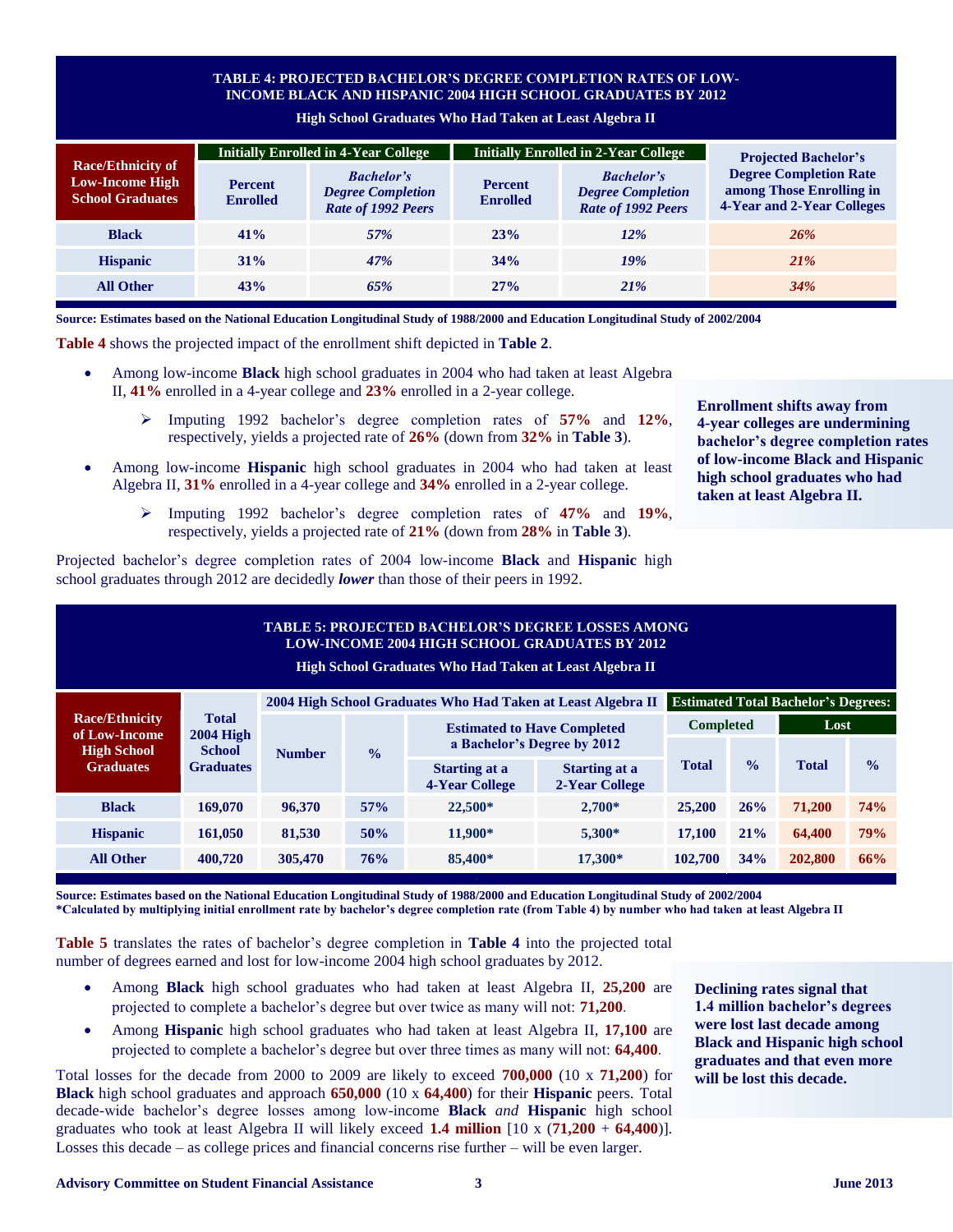**TABLE 4: PROJECTED BACHELOR'S DEGREE COMPLETION RATES OF LOW-INCOME BLACK AND HISPANIC 2004 HIGH SCHOOL GRADUATES BY 2012**

**High School Graduates Who Had Taken at Least Algebra II**

| Race/Ethnicity of Low-Income High School Graduates | Initially Enrolled in 4-Year College | | Initially Enrolled in 2-Year College | | Projected Bachelor's Degree Completion Rate among Those Enrolling in 4-Year and 2-Year Colleges |
|---|---|---|---|---|---|
| | Percent Enrolled | *Bachelor's Degree Completion Rate of 1992 Peers* | Percent Enrolled | *Bachelor's Degree Completion Rate of 1992 Peers* | |
| **Black** | **41%** | *57%* | **23%** | *12%* | *26%* |
| **Hispanic** | **31%** | *47%* | **34%** | *19%* | *21%* |
| **All Other** | **43%** | *65%* | **27%** | *21%* | *34%* |

**Source: Estimates based on the National Education Longitudinal Study of 1988/2000 and Education Longitudinal Study of 2002/2004**

**Table 4** shows the projected impact of the enrollment shift depicted in **Table 2**.

- Among low-income **Black** high school graduates in 2004 who had taken at least Algebra II, **41%** enrolled in a 4-year college and **23%** enrolled in a 2-year college.
  - Imputing 1992 bachelor's degree completion rates of **57%** and **12%**, respectively, yields a projected rate of **26%** (down from **32%** in **Table 3**).
- Among low-income **Hispanic** high school graduates in 2004 who had taken at least Algebra II, **31%** enrolled in a 4-year college and **34%** enrolled in a 2-year college.
  - Imputing 1992 bachelor's degree completion rates of **47%** and **19%**, respectively, yields a projected rate of **21%** (down from **28%** in **Table 3**).

Projected bachelor's degree completion rates of 2004 low-income **Black** and **Hispanic** high school graduates through 2012 are decidedly ***lower*** than those of their peers in 1992.

**Enrollment shifts away from 4-year colleges are undermining bachelor's degree completion rates of low-income Black and Hispanic high school graduates who had taken at least Algebra II.**

**TABLE 5: PROJECTED BACHELOR'S DEGREE LOSSES AMONG LOW-INCOME 2004 HIGH SCHOOL GRADUATES BY 2012**

**High School Graduates Who Had Taken at Least Algebra II**

| Race/Ethnicity of Low-Income High School Graduates | Total 2004 High School Graduates | 2004 High School Graduates Who Had Taken at Least Algebra II | | | | Estimated Total Bachelor's Degrees: | | | |
|---|---|---|---|---|---|---|---|---|---|
| | | Number | % | Estimated to Have Completed a Bachelor's Degree by 2012 | | Completed | | Lost | |
| | | | | Starting at a 4-Year College | Starting at a 2-Year College | Total | % | Total | % |
| **Black** | **169,070** | **96,370** | **57%** | **22,500*** | **2,700*** | **25,200** | **26%** | **71,200** | **74%** |
| **Hispanic** | **161,050** | **81,530** | **50%** | **11,900*** | **5,300*** | **17,100** | **21%** | **64,400** | **79%** |
| **All Other** | **400,720** | **305,470** | **76%** | **85,400*** | **17,300*** | **102,700** | **34%** | **202,800** | **66%** |

**Source: Estimates based on the National Education Longitudinal Study of 1988/2000 and Education Longitudinal Study of 2002/2004**
***Calculated by multiplying initial enrollment rate by bachelor's degree completion rate (from Table 4) by number who had taken at least Algebra II**

**Table 5** translates the rates of bachelor's degree completion in **Table 4** into the projected total number of degrees earned and lost for low-income 2004 high school graduates by 2012.

- Among **Black** high school graduates who had taken at least Algebra II, **25,200** are projected to complete a bachelor's degree but over twice as many will not: **71,200**.
- Among **Hispanic** high school graduates who had taken at least Algebra II, **17,100** are projected to complete a bachelor's degree but over three times as many will not: **64,400**.

Total losses for the decade from 2000 to 2009 are likely to exceed **700,000** (10 x **71,200**) for **Black** high school graduates and approach **650,000** (10 x **64,400**) for their **Hispanic** peers. Total decade-wide bachelor's degree losses among low-income **Black** *and* **Hispanic** high school graduates who took at least Algebra II will likely exceed **1.4 million** [10 x (**71,200** + **64,400**)]. Losses this decade – as college prices and financial concerns rise further – will be even larger.

**Declining rates signal that 1.4 million bachelor's degrees were lost last decade among Black and Hispanic high school graduates and that even more will be lost this decade.**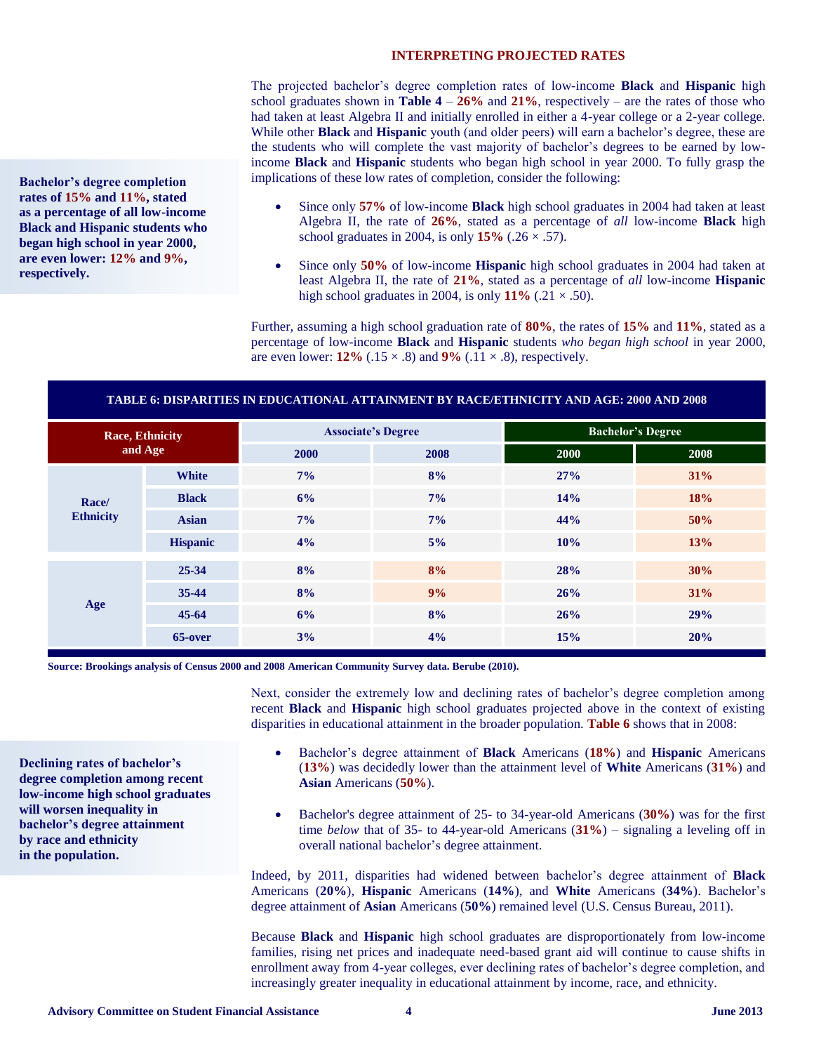## INTERPRETING PROJECTED RATES

The projected bachelor's degree completion rates of low-income **Black** and **Hispanic** high school graduates shown in **Table 4** – **26%** and **21%**, respectively – are the rates of those who had taken at least Algebra II and initially enrolled in either a 4-year college or a 2-year college. While other **Black** and **Hispanic** youth (and older peers) will earn a bachelor's degree, these are the students who will complete the vast majority of bachelor's degrees to be earned by low-income **Black** and **Hispanic** students who began high school in year 2000. To fully grasp the implications of these low rates of completion, consider the following:

**Bachelor's degree completion rates of 15% and 11%, stated as a percentage of all low-income Black and Hispanic students who began high school in year 2000, are even lower: 12% and 9%, respectively.**

- Since only **57%** of low-income **Black** high school graduates in 2004 had taken at least Algebra II, the rate of **26%**, stated as a percentage of *all* low-income **Black** high school graduates in 2004, is only **15%** (.26 × .57).
- Since only **50%** of low-income **Hispanic** high school graduates in 2004 had taken at least Algebra II, the rate of **21%**, stated as a percentage of *all* low-income **Hispanic** high school graduates in 2004, is only **11%** (.21 × .50).

Further, assuming a high school graduation rate of **80%**, the rates of **15%** and **11%**, stated as a percentage of low-income **Black** and **Hispanic** students *who began high school* in year 2000, are even lower: **12%** (.15 × .8) and **9%** (.11 × .8), respectively.

**TABLE 6: DISPARITIES IN EDUCATIONAL ATTAINMENT BY RACE/ETHNICITY AND AGE: 2000 AND 2008**

| Race, Ethnicity and Age | | Associate's Degree | | Bachelor's Degree | |
|---|---|---|---|---|---|
| | | 2000 | 2008 | 2000 | 2008 |
| Race/ Ethnicity | White | 7% | 8% | 27% | 31% |
| | Black | 6% | 7% | 14% | 18% |
| | Asian | 7% | 7% | 44% | 50% |
| | Hispanic | 4% | 5% | 10% | 13% |
| Age | 25-34 | 8% | 8% | 28% | 30% |
| | 35-44 | 8% | 9% | 26% | 31% |
| | 45-64 | 6% | 8% | 26% | 29% |
| | 65-over | 3% | 4% | 15% | 20% |

**Source: Brookings analysis of Census 2000 and 2008 American Community Survey data. Berube (2010).**

Next, consider the extremely low and declining rates of bachelor's degree completion among recent **Black** and **Hispanic** high school graduates projected above in the context of existing disparities in educational attainment in the broader population. **Table 6** shows that in 2008:

**Declining rates of bachelor's degree completion among recent low-income high school graduates will worsen inequality in bachelor's degree attainment by race and ethnicity in the population.**

- Bachelor's degree attainment of **Black** Americans (**18%**) and **Hispanic** Americans (**13%**) was decidedly lower than the attainment level of **White** Americans (**31%**) and **Asian** Americans (**50%**).
- Bachelor's degree attainment of 25- to 34-year-old Americans (**30%**) was for the first time *below* that of 35- to 44-year-old Americans (**31%**) – signaling a leveling off in overall national bachelor's degree attainment.

Indeed, by 2011, disparities had widened between bachelor's degree attainment of **Black** Americans (**20%**), **Hispanic** Americans (**14%**), and **White** Americans (**34%**). Bachelor's degree attainment of **Asian** Americans (**50%**) remained level (U.S. Census Bureau, 2011).

Because **Black** and **Hispanic** high school graduates are disproportionately from low-income families, rising net prices and inadequate need-based grant aid will continue to cause shifts in enrollment away from 4-year colleges, ever declining rates of bachelor's degree completion, and increasingly greater inequality in educational attainment by income, race, and ethnicity.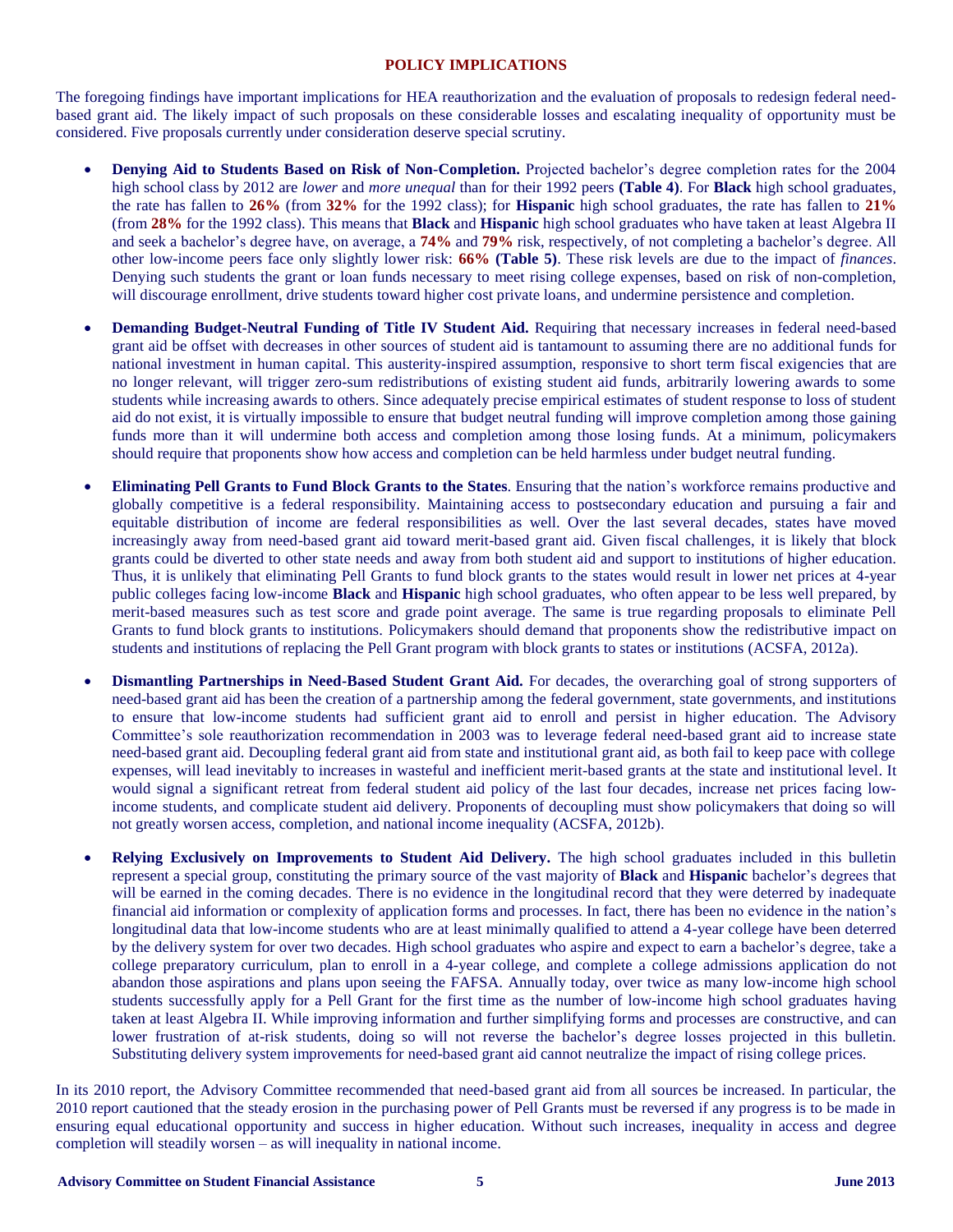## POLICY IMPLICATIONS

The foregoing findings have important implications for HEA reauthorization and the evaluation of proposals to redesign federal need-based grant aid. The likely impact of such proposals on these considerable losses and escalating inequality of opportunity must be considered. Five proposals currently under consideration deserve special scrutiny.

- **Denying Aid to Students Based on Risk of Non-Completion.** Projected bachelor's degree completion rates for the 2004 high school class by 2012 are *lower* and *more unequal* than for their 1992 peers **(Table 4)**. For **Black** high school graduates, the rate has fallen to **26%** (from **32%** for the 1992 class); for **Hispanic** high school graduates, the rate has fallen to **21%** (from **28%** for the 1992 class). This means that **Black** and **Hispanic** high school graduates who have taken at least Algebra II and seek a bachelor's degree have, on average, a **74%** and **79%** risk, respectively, of not completing a bachelor's degree. All other low-income peers face only slightly lower risk: **66% (Table 5)**. These risk levels are due to the impact of *finances*. Denying such students the grant or loan funds necessary to meet rising college expenses, based on risk of non-completion, will discourage enrollment, drive students toward higher cost private loans, and undermine persistence and completion.

- **Demanding Budget-Neutral Funding of Title IV Student Aid.** Requiring that necessary increases in federal need-based grant aid be offset with decreases in other sources of student aid is tantamount to assuming there are no additional funds for national investment in human capital. This austerity-inspired assumption, responsive to short term fiscal exigencies that are no longer relevant, will trigger zero-sum redistributions of existing student aid funds, arbitrarily lowering awards to some students while increasing awards to others. Since adequately precise empirical estimates of student response to loss of student aid do not exist, it is virtually impossible to ensure that budget neutral funding will improve completion among those gaining funds more than it will undermine both access and completion among those losing funds. At a minimum, policymakers should require that proponents show how access and completion can be held harmless under budget neutral funding.

- **Eliminating Pell Grants to Fund Block Grants to the States**. Ensuring that the nation's workforce remains productive and globally competitive is a federal responsibility. Maintaining access to postsecondary education and pursuing a fair and equitable distribution of income are federal responsibilities as well. Over the last several decades, states have moved increasingly away from need-based grant aid toward merit-based grant aid. Given fiscal challenges, it is likely that block grants could be diverted to other state needs and away from both student aid and support to institutions of higher education. Thus, it is unlikely that eliminating Pell Grants to fund block grants to the states would result in lower net prices at 4-year public colleges facing low-income **Black** and **Hispanic** high school graduates, who often appear to be less well prepared, by merit-based measures such as test score and grade point average. The same is true regarding proposals to eliminate Pell Grants to fund block grants to institutions. Policymakers should demand that proponents show the redistributive impact on students and institutions of replacing the Pell Grant program with block grants to states or institutions (ACSFA, 2012a).

- **Dismantling Partnerships in Need-Based Student Grant Aid.** For decades, the overarching goal of strong supporters of need-based grant aid has been the creation of a partnership among the federal government, state governments, and institutions to ensure that low-income students had sufficient grant aid to enroll and persist in higher education. The Advisory Committee's sole reauthorization recommendation in 2003 was to leverage federal need-based grant aid to increase state need-based grant aid. Decoupling federal grant aid from state and institutional grant aid, as both fail to keep pace with college expenses, will lead inevitably to increases in wasteful and inefficient merit-based grants at the state and institutional level. It would signal a significant retreat from federal student aid policy of the last four decades, increase net prices facing low-income students, and complicate student aid delivery. Proponents of decoupling must show policymakers that doing so will not greatly worsen access, completion, and national income inequality (ACSFA, 2012b).

- **Relying Exclusively on Improvements to Student Aid Delivery.** The high school graduates included in this bulletin represent a special group, constituting the primary source of the vast majority of **Black** and **Hispanic** bachelor's degrees that will be earned in the coming decades. There is no evidence in the longitudinal record that they were deterred by inadequate financial aid information or complexity of application forms and processes. In fact, there has been no evidence in the nation's longitudinal data that low-income students who are at least minimally qualified to attend a 4-year college have been deterred by the delivery system for over two decades. High school graduates who aspire and expect to earn a bachelor's degree, take a college preparatory curriculum, plan to enroll in a 4-year college, and complete a college admissions application do not abandon those aspirations and plans upon seeing the FAFSA. Annually today, over twice as many low-income high school students successfully apply for a Pell Grant for the first time as the number of low-income high school graduates having taken at least Algebra II. While improving information and further simplifying forms and processes are constructive, and can lower frustration of at-risk students, doing so will not reverse the bachelor's degree losses projected in this bulletin. Substituting delivery system improvements for need-based grant aid cannot neutralize the impact of rising college prices.

In its 2010 report, the Advisory Committee recommended that need-based grant aid from all sources be increased. In particular, the 2010 report cautioned that the steady erosion in the purchasing power of Pell Grants must be reversed if any progress is to be made in ensuring equal educational opportunity and success in higher education. Without such increases, inequality in access and degree completion will steadily worsen – as will inequality in national income.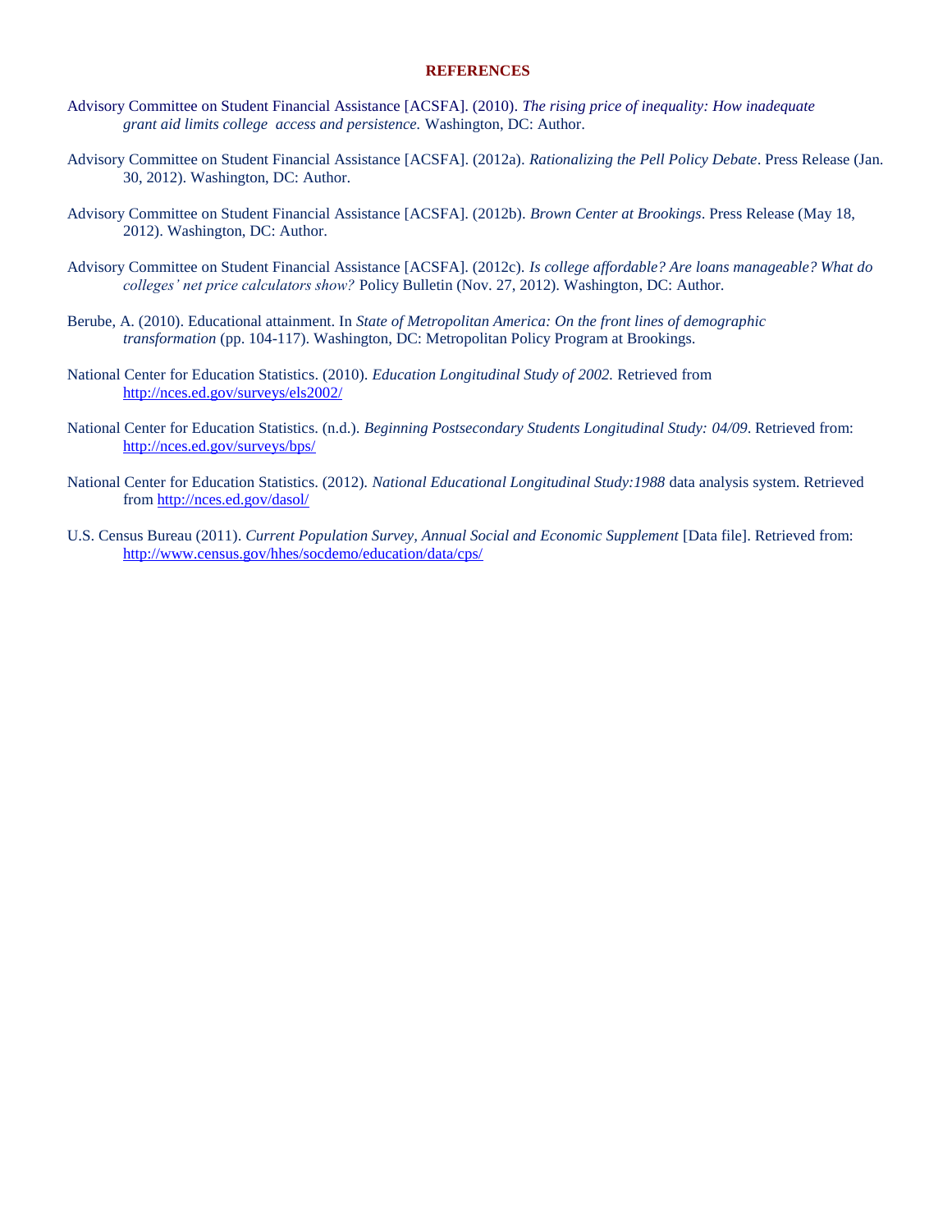# REFERENCES

Advisory Committee on Student Financial Assistance [ACSFA]. (2010). *The rising price of inequality: How inadequate grant aid limits college access and persistence.* Washington, DC: Author.

Advisory Committee on Student Financial Assistance [ACSFA]. (2012a). *Rationalizing the Pell Policy Debate*. Press Release (Jan. 30, 2012). Washington, DC: Author.

Advisory Committee on Student Financial Assistance [ACSFA]. (2012b). *Brown Center at Brookings*. Press Release (May 18, 2012). Washington, DC: Author.

Advisory Committee on Student Financial Assistance [ACSFA]. (2012c). *Is college affordable? Are loans manageable? What do colleges' net price calculators show?* Policy Bulletin (Nov. 27, 2012). Washington, DC: Author.

Berube, A. (2010). Educational attainment. In *State of Metropolitan America: On the front lines of demographic transformation* (pp. 104-117). Washington, DC: Metropolitan Policy Program at Brookings.

National Center for Education Statistics. (2010). *Education Longitudinal Study of 2002.* Retrieved from http://nces.ed.gov/surveys/els2002/

National Center for Education Statistics. (n.d.). *Beginning Postsecondary Students Longitudinal Study: 04/09*. Retrieved from: http://nces.ed.gov/surveys/bps/

National Center for Education Statistics. (2012). *National Educational Longitudinal Study:1988* data analysis system. Retrieved from http://nces.ed.gov/dasol/

U.S. Census Bureau (2011). *Current Population Survey, Annual Social and Economic Supplement* [Data file]. Retrieved from: http://www.census.gov/hhes/socdemo/education/data/cps/